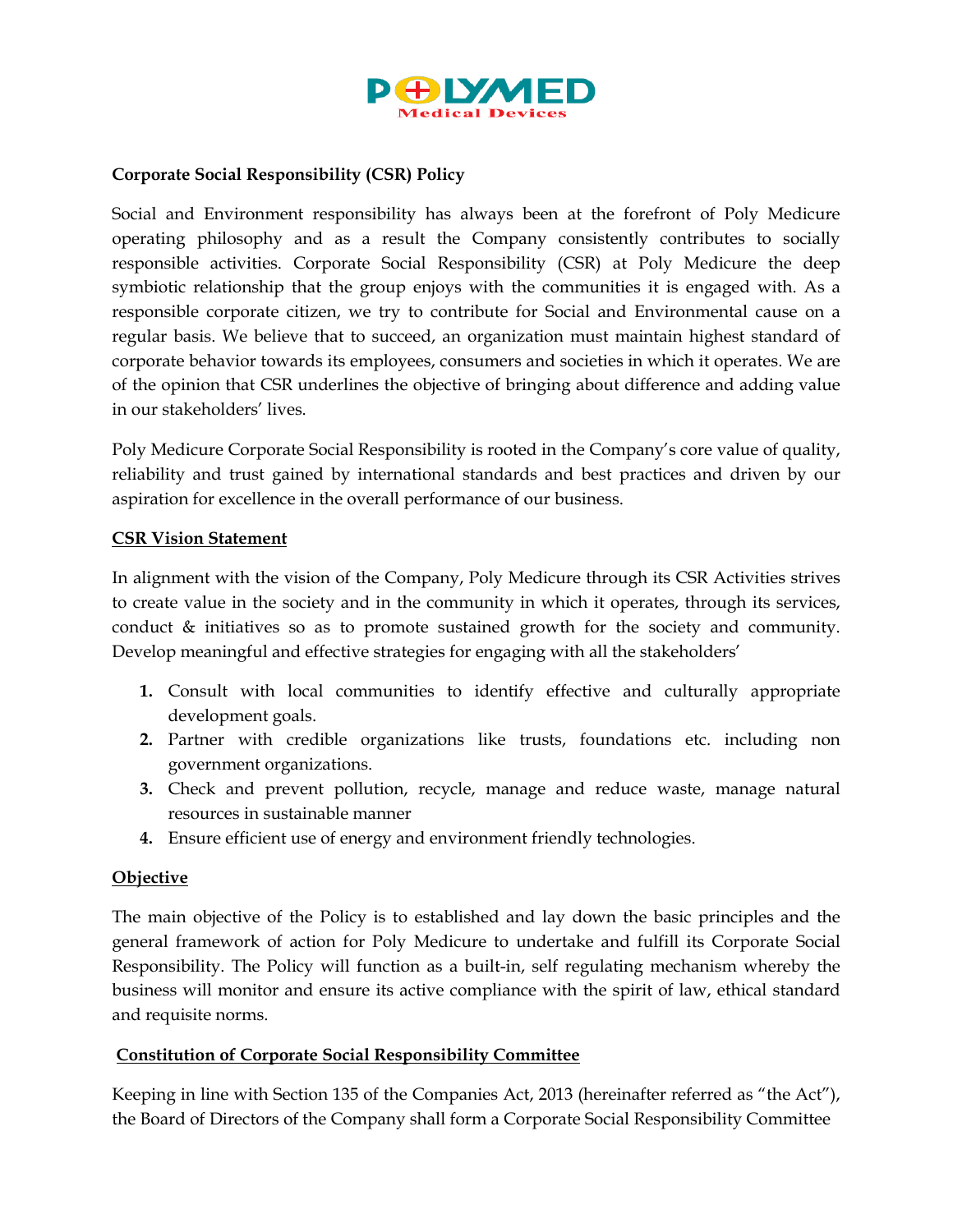POLYMED
Medical Devices

**Corporate Social Responsibility (CSR) Policy**

Social and Environment responsibility has always been at the forefront of Poly Medicure operating philosophy and as a result the Company consistently contributes to socially responsible activities. Corporate Social Responsibility (CSR) at Poly Medicure the deep symbiotic relationship that the group enjoys with the communities it is engaged with. As a responsible corporate citizen, we try to contribute for Social and Environmental cause on a regular basis. We believe that to succeed, an organization must maintain highest standard of corporate behavior towards its employees, consumers and societies in which it operates. We are of the opinion that CSR underlines the objective of bringing about difference and adding value in our stakeholders' lives.

Poly Medicure Corporate Social Responsibility is rooted in the Company's core value of quality, reliability and trust gained by international standards and best practices and driven by our aspiration for excellence in the overall performance of our business.

**CSR Vision Statement**

In alignment with the vision of the Company, Poly Medicure through its CSR Activities strives to create value in the society and in the community in which it operates, through its services, conduct & initiatives so as to promote sustained growth for the society and community. Develop meaningful and effective strategies for engaging with all the stakeholders'

1. Consult with local communities to identify effective and culturally appropriate development goals.
2. Partner with credible organizations like trusts, foundations etc. including non government organizations.
3. Check and prevent pollution, recycle, manage and reduce waste, manage natural resources in sustainable manner
4. Ensure efficient use of energy and environment friendly technologies.

**Objective**

The main objective of the Policy is to established and lay down the basic principles and the general framework of action for Poly Medicure to undertake and fulfill its Corporate Social Responsibility. The Policy will function as a built-in, self regulating mechanism whereby the business will monitor and ensure its active compliance with the spirit of law, ethical standard and requisite norms.

**Constitution of Corporate Social Responsibility Committee**

Keeping in line with Section 135 of the Companies Act, 2013 (hereinafter referred as "the Act"), the Board of Directors of the Company shall form a Corporate Social Responsibility Committee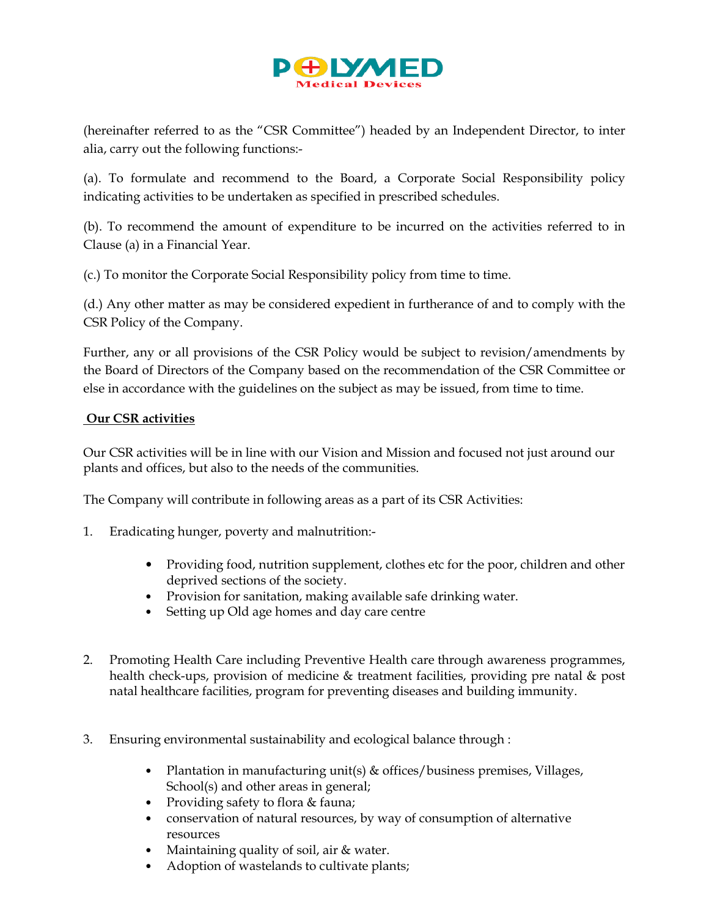(hereinafter referred to as the "CSR Committee") headed by an Independent Director, to inter alia, carry out the following functions:-

(a). To formulate and recommend to the Board, a Corporate Social Responsibility policy indicating activities to be undertaken as specified in prescribed schedules.

(b). To recommend the amount of expenditure to be incurred on the activities referred to in Clause (a) in a Financial Year.

(c.) To monitor the Corporate Social Responsibility policy from time to time.

(d.) Any other matter as may be considered expedient in furtherance of and to comply with the CSR Policy of the Company.

Further, any or all provisions of the CSR Policy would be subject to revision/amendments by the Board of Directors of the Company based on the recommendation of the CSR Committee or else in accordance with the guidelines on the subject as may be issued, from time to time.

**Our CSR activities**

Our CSR activities will be in line with our Vision and Mission and focused not just around our plants and offices, but also to the needs of the communities.

The Company will contribute in following areas as a part of its CSR Activities:

1. Eradicating hunger, poverty and malnutrition:-

    - Providing food, nutrition supplement, clothes etc for the poor, children and other deprived sections of the society.
    - Provision for sanitation, making available safe drinking water.
    - Setting up Old age homes and day care centre

2. Promoting Health Care including Preventive Health care through awareness programmes, health check-ups, provision of medicine & treatment facilities, providing pre natal & post natal healthcare facilities, program for preventing diseases and building immunity.

3. Ensuring environmental sustainability and ecological balance through :

    - Plantation in manufacturing unit(s) & offices/business premises, Villages, School(s) and other areas in general;
    - Providing safety to flora & fauna;
    - conservation of natural resources, by way of consumption of alternative resources
    - Maintaining quality of soil, air & water.
    - Adoption of wastelands to cultivate plants;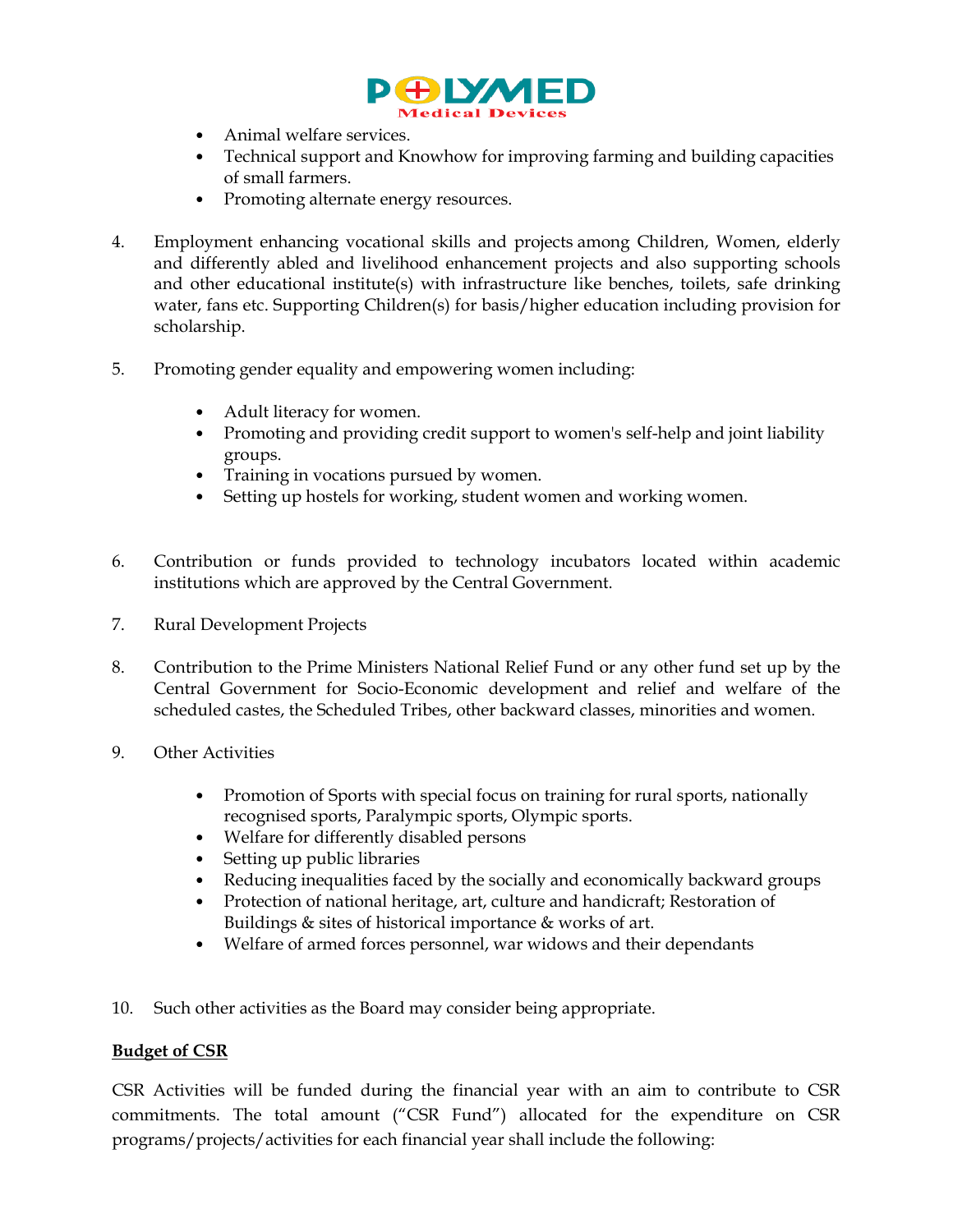- Animal welfare services.
- Technical support and Knowhow for improving farming and building capacities of small farmers.
- Promoting alternate energy resources.

4. Employment enhancing vocational skills and projects among Children, Women, elderly and differently abled and livelihood enhancement projects and also supporting schools and other educational institute(s) with infrastructure like benches, toilets, safe drinking water, fans etc. Supporting Children(s) for basis/higher education including provision for scholarship.

5. Promoting gender equality and empowering women including:

    - Adult literacy for women.
    - Promoting and providing credit support to women's self-help and joint liability groups.
    - Training in vocations pursued by women.
    - Setting up hostels for working, student women and working women.

6. Contribution or funds provided to technology incubators located within academic institutions which are approved by the Central Government.

7. Rural Development Projects

8. Contribution to the Prime Ministers National Relief Fund or any other fund set up by the Central Government for Socio-Economic development and relief and welfare of the scheduled castes, the Scheduled Tribes, other backward classes, minorities and women.

9. Other Activities

    - Promotion of Sports with special focus on training for rural sports, nationally recognised sports, Paralympic sports, Olympic sports.
    - Welfare for differently disabled persons
    - Setting up public libraries
    - Reducing inequalities faced by the socially and economically backward groups
    - Protection of national heritage, art, culture and handicraft; Restoration of Buildings & sites of historical importance & works of art.
    - Welfare of armed forces personnel, war widows and their dependants

10. Such other activities as the Board may consider being appropriate.

**Budget of CSR**

CSR Activities will be funded during the financial year with an aim to contribute to CSR commitments. The total amount ("CSR Fund") allocated for the expenditure on CSR programs/projects/activities for each financial year shall include the following: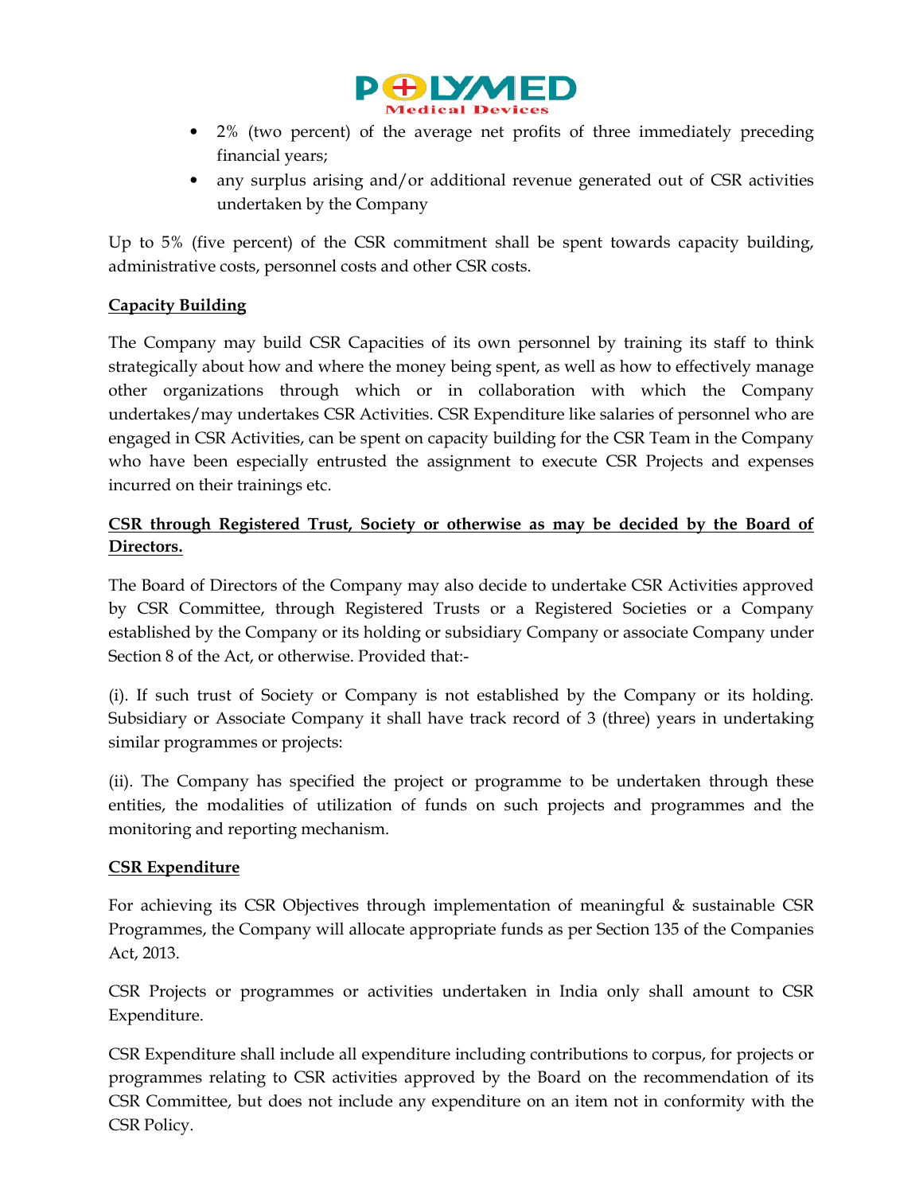- 2% (two percent) of the average net profits of three immediately preceding financial years;
- any surplus arising and/or additional revenue generated out of CSR activities undertaken by the Company

Up to 5% (five percent) of the CSR commitment shall be spent towards capacity building, administrative costs, personnel costs and other CSR costs.

**Capacity Building**

The Company may build CSR Capacities of its own personnel by training its staff to think strategically about how and where the money being spent, as well as how to effectively manage other organizations through which or in collaboration with which the Company undertakes/may undertakes CSR Activities. CSR Expenditure like salaries of personnel who are engaged in CSR Activities, can be spent on capacity building for the CSR Team in the Company who have been especially entrusted the assignment to execute CSR Projects and expenses incurred on their trainings etc.

**CSR through Registered Trust, Society or otherwise as may be decided by the Board of Directors.**

The Board of Directors of the Company may also decide to undertake CSR Activities approved by CSR Committee, through Registered Trusts or a Registered Societies or a Company established by the Company or its holding or subsidiary Company or associate Company under Section 8 of the Act, or otherwise. Provided that:-

(i). If such trust of Society or Company is not established by the Company or its holding. Subsidiary or Associate Company it shall have track record of 3 (three) years in undertaking similar programmes or projects:

(ii). The Company has specified the project or programme to be undertaken through these entities, the modalities of utilization of funds on such projects and programmes and the monitoring and reporting mechanism.

**CSR Expenditure**

For achieving its CSR Objectives through implementation of meaningful & sustainable CSR Programmes, the Company will allocate appropriate funds as per Section 135 of the Companies Act, 2013.

CSR Projects or programmes or activities undertaken in India only shall amount to CSR Expenditure.

CSR Expenditure shall include all expenditure including contributions to corpus, for projects or programmes relating to CSR activities approved by the Board on the recommendation of its CSR Committee, but does not include any expenditure on an item not in conformity with the CSR Policy.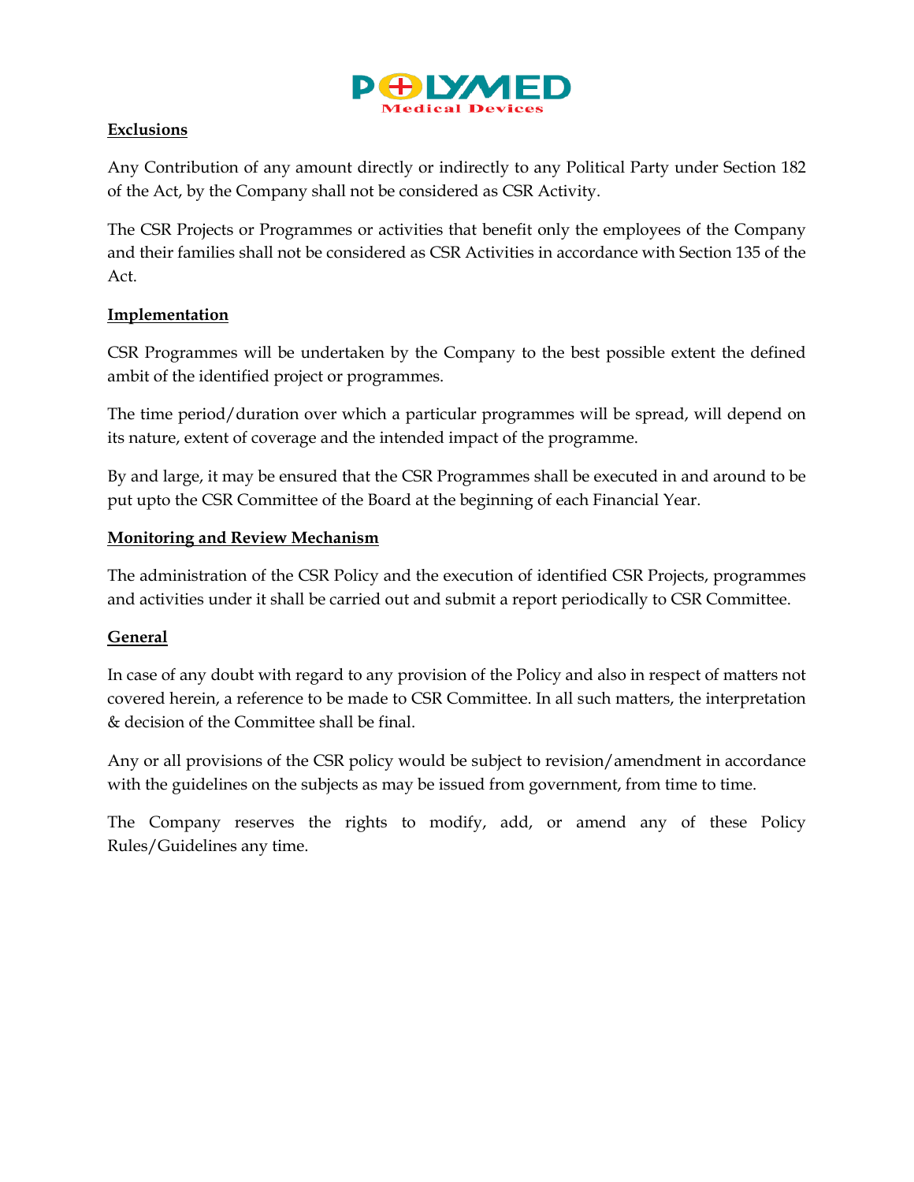**Exclusions**

Any Contribution of any amount directly or indirectly to any Political Party under Section 182 of the Act, by the Company shall not be considered as CSR Activity.

The CSR Projects or Programmes or activities that benefit only the employees of the Company and their families shall not be considered as CSR Activities in accordance with Section 135 of the Act.

**Implementation**

CSR Programmes will be undertaken by the Company to the best possible extent the defined ambit of the identified project or programmes.

The time period/duration over which a particular programmes will be spread, will depend on its nature, extent of coverage and the intended impact of the programme.

By and large, it may be ensured that the CSR Programmes shall be executed in and around to be put upto the CSR Committee of the Board at the beginning of each Financial Year.

**Monitoring and Review Mechanism**

The administration of the CSR Policy and the execution of identified CSR Projects, programmes and activities under it shall be carried out and submit a report periodically to CSR Committee.

**General**

In case of any doubt with regard to any provision of the Policy and also in respect of matters not covered herein, a reference to be made to CSR Committee. In all such matters, the interpretation & decision of the Committee shall be final.

Any or all provisions of the CSR policy would be subject to revision/amendment in accordance with the guidelines on the subjects as may be issued from government, from time to time.

The Company reserves the rights to modify, add, or amend any of these Policy Rules/Guidelines any time.